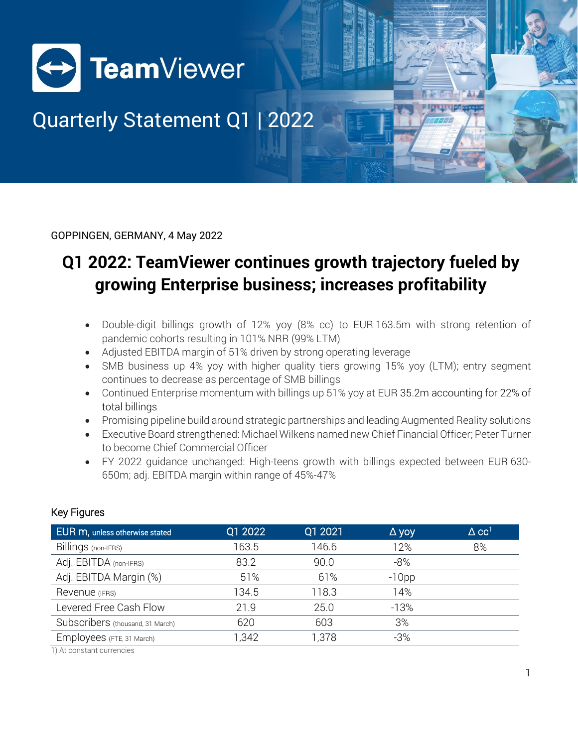# TeamViewer

## Quarterly Statement Q1 | 2022

GOPPINGEN, GERMANY, 4 May 2022

# Q1 2022: TeamViewer continues growth trajectory fueled by growing Enterprise business; increases profitability

- Double-digit billings growth of 12% yoy (8% cc) to EUR 163.5m with strong retention of pandemic cohorts resulting in 101% NRR (99% LTM)
- Adjusted EBITDA margin of 51% driven by strong operating leverage
- SMB business up 4% yoy with higher quality tiers growing 15% yoy (LTM); entry segment continues to decrease as percentage of SMB billings
- Continued Enterprise momentum with billings up 51% yoy at EUR 35.2m accounting for 22% of total billings
- Promising pipeline build around strategic partnerships and leading Augmented Reality solutions
- Executive Board strengthened: Michael Wilkens named new Chief Financial Officer; Peter Turner to become Chief Commercial Officer
- FY 2022 guidance unchanged: High-teens growth with billings expected between EUR 630-650m; adj. EBITDA margin within range of 45%-47%

### Key Figures

| EUR m, unless otherwise stated | Q1 2022 | Q1 2021 | Δ yoy | Δ cc[1] |
|---|---|---|---|---|
| Billings (non-IFRS) | 163.5 | 146.6 | 12% | 8% |
| Adj. EBITDA (non-IFRS) | 83.2 | 90.0 | -8% | |
| Adj. EBITDA Margin (%) | 51% | 61% | -10pp | |
| Revenue (IFRS) | 134.5 | 118.3 | 14% | |
| Levered Free Cash Flow | 21.9 | 25.0 | -13% | |
| Subscribers (thousand, 31 March) | 620 | 603 | 3% | |
| Employees (FTE, 31 March) | 1,342 | 1,378 | -3% | |

1) At constant currencies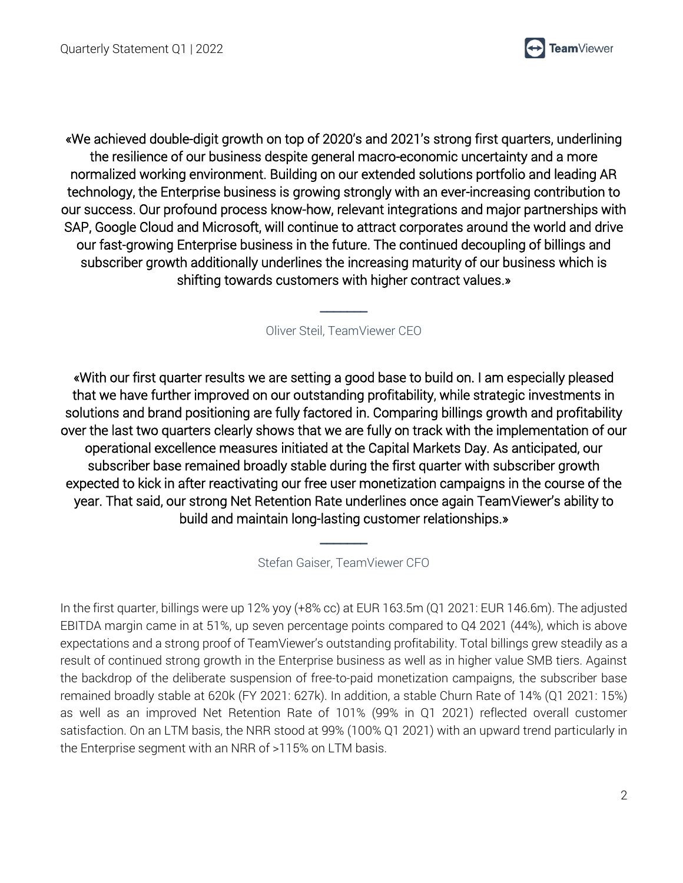«We achieved double-digit growth on top of 2020's and 2021's strong first quarters, underlining the resilience of our business despite general macro-economic uncertainty and a more normalized working environment. Building on our extended solutions portfolio and leading AR technology, the Enterprise business is growing strongly with an ever-increasing contribution to our success. Our profound process know-how, relevant integrations and major partnerships with SAP, Google Cloud and Microsoft, will continue to attract corporates around the world and drive our fast-growing Enterprise business in the future. The continued decoupling of billings and subscriber growth additionally underlines the increasing maturity of our business which is shifting towards customers with higher contract values.»

Oliver Steil, TeamViewer CEO

«With our first quarter results we are setting a good base to build on. I am especially pleased that we have further improved on our outstanding profitability, while strategic investments in solutions and brand positioning are fully factored in. Comparing billings growth and profitability over the last two quarters clearly shows that we are fully on track with the implementation of our operational excellence measures initiated at the Capital Markets Day. As anticipated, our subscriber base remained broadly stable during the first quarter with subscriber growth expected to kick in after reactivating our free user monetization campaigns in the course of the year. That said, our strong Net Retention Rate underlines once again TeamViewer's ability to build and maintain long-lasting customer relationships.»

Stefan Gaiser, TeamViewer CFO

In the first quarter, billings were up 12% yoy (+8% cc) at EUR 163.5m (Q1 2021: EUR 146.6m). The adjusted EBITDA margin came in at 51%, up seven percentage points compared to Q4 2021 (44%), which is above expectations and a strong proof of TeamViewer's outstanding profitability. Total billings grew steadily as a result of continued strong growth in the Enterprise business as well as in higher value SMB tiers. Against the backdrop of the deliberate suspension of free-to-paid monetization campaigns, the subscriber base remained broadly stable at 620k (FY 2021: 627k). In addition, a stable Churn Rate of 14% (Q1 2021: 15%) as well as an improved Net Retention Rate of 101% (99% in Q1 2021) reflected overall customer satisfaction. On an LTM basis, the NRR stood at 99% (100% Q1 2021) with an upward trend particularly in the Enterprise segment with an NRR of >115% on LTM basis.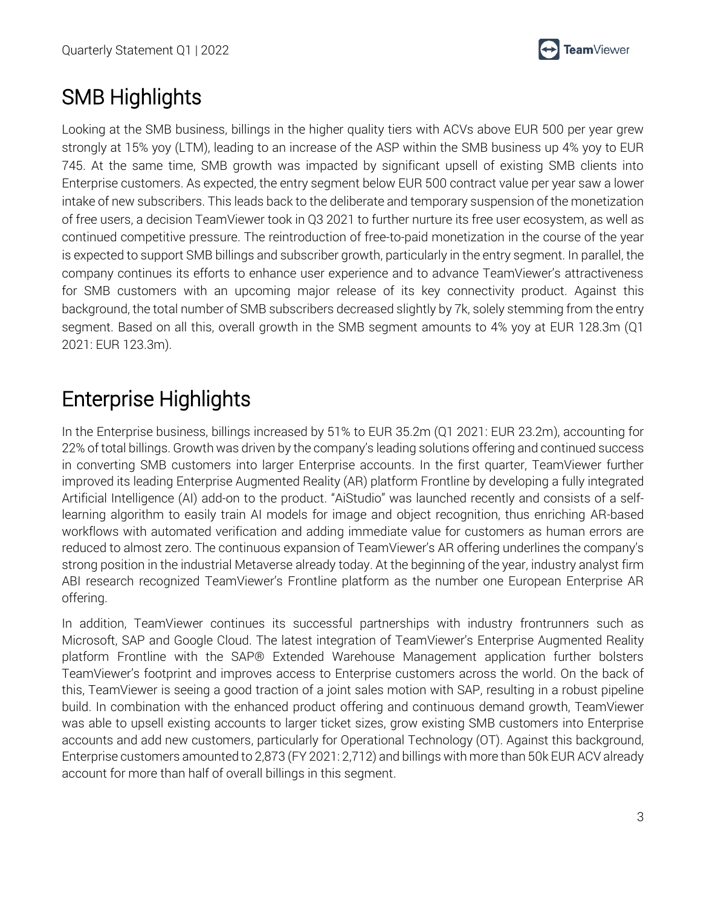## SMB Highlights

Looking at the SMB business, billings in the higher quality tiers with ACVs above EUR 500 per year grew strongly at 15% yoy (LTM), leading to an increase of the ASP within the SMB business up 4% yoy to EUR 745. At the same time, SMB growth was impacted by significant upsell of existing SMB clients into Enterprise customers. As expected, the entry segment below EUR 500 contract value per year saw a lower intake of new subscribers. This leads back to the deliberate and temporary suspension of the monetization of free users, a decision TeamViewer took in Q3 2021 to further nurture its free user ecosystem, as well as continued competitive pressure. The reintroduction of free-to-paid monetization in the course of the year is expected to support SMB billings and subscriber growth, particularly in the entry segment. In parallel, the company continues its efforts to enhance user experience and to advance TeamViewer's attractiveness for SMB customers with an upcoming major release of its key connectivity product. Against this background, the total number of SMB subscribers decreased slightly by 7k, solely stemming from the entry segment. Based on all this, overall growth in the SMB segment amounts to 4% yoy at EUR 128.3m (Q1 2021: EUR 123.3m).

## Enterprise Highlights

In the Enterprise business, billings increased by 51% to EUR 35.2m (Q1 2021: EUR 23.2m), accounting for 22% of total billings. Growth was driven by the company's leading solutions offering and continued success in converting SMB customers into larger Enterprise accounts. In the first quarter, TeamViewer further improved its leading Enterprise Augmented Reality (AR) platform Frontline by developing a fully integrated Artificial Intelligence (AI) add-on to the product. "AiStudio" was launched recently and consists of a self-learning algorithm to easily train AI models for image and object recognition, thus enriching AR-based workflows with automated verification and adding immediate value for customers as human errors are reduced to almost zero. The continuous expansion of TeamViewer's AR offering underlines the company's strong position in the industrial Metaverse already today. At the beginning of the year, industry analyst firm ABI research recognized TeamViewer's Frontline platform as the number one European Enterprise AR offering.

In addition, TeamViewer continues its successful partnerships with industry frontrunners such as Microsoft, SAP and Google Cloud. The latest integration of TeamViewer's Enterprise Augmented Reality platform Frontline with the SAP® Extended Warehouse Management application further bolsters TeamViewer's footprint and improves access to Enterprise customers across the world. On the back of this, TeamViewer is seeing a good traction of a joint sales motion with SAP, resulting in a robust pipeline build. In combination with the enhanced product offering and continuous demand growth, TeamViewer was able to upsell existing accounts to larger ticket sizes, grow existing SMB customers into Enterprise accounts and add new customers, particularly for Operational Technology (OT). Against this background, Enterprise customers amounted to 2,873 (FY 2021: 2,712) and billings with more than 50k EUR ACV already account for more than half of overall billings in this segment.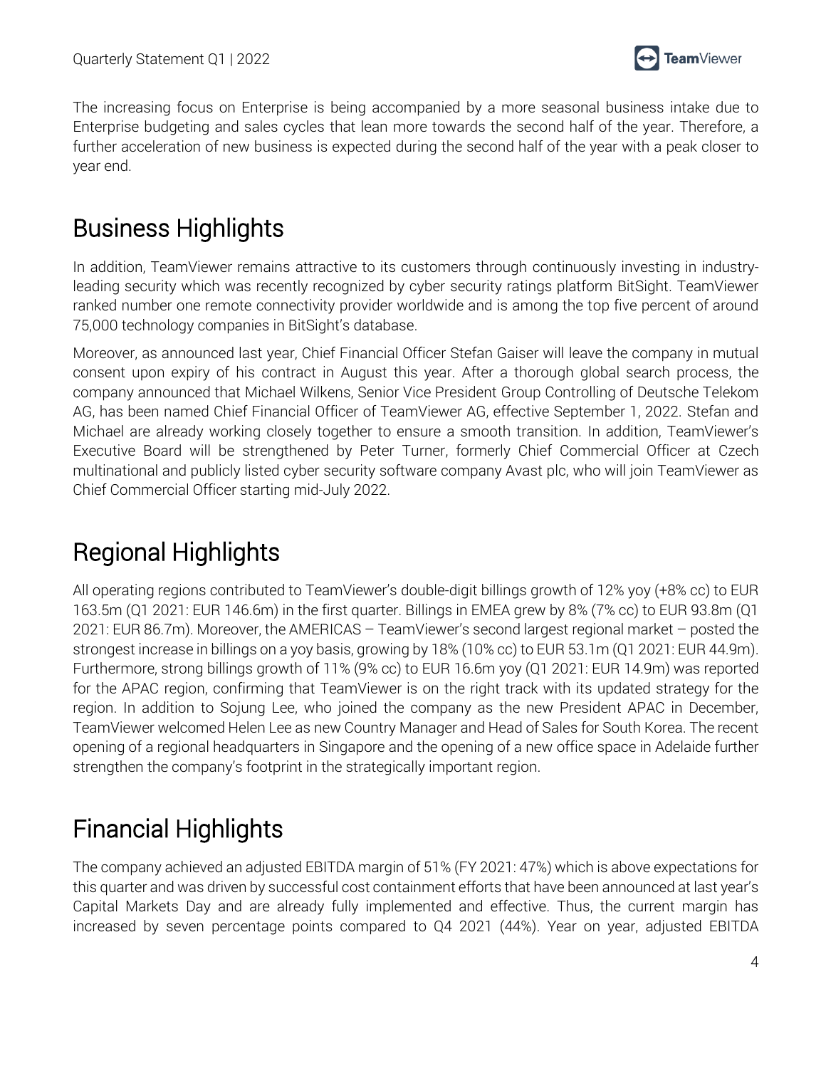The increasing focus on Enterprise is being accompanied by a more seasonal business intake due to Enterprise budgeting and sales cycles that lean more towards the second half of the year. Therefore, a further acceleration of new business is expected during the second half of the year with a peak closer to year end.

# Business Highlights

In addition, TeamViewer remains attractive to its customers through continuously investing in industry-leading security which was recently recognized by cyber security ratings platform BitSight. TeamViewer ranked number one remote connectivity provider worldwide and is among the top five percent of around 75,000 technology companies in BitSight's database.

Moreover, as announced last year, Chief Financial Officer Stefan Gaiser will leave the company in mutual consent upon expiry of his contract in August this year. After a thorough global search process, the company announced that Michael Wilkens, Senior Vice President Group Controlling of Deutsche Telekom AG, has been named Chief Financial Officer of TeamViewer AG, effective September 1, 2022. Stefan and Michael are already working closely together to ensure a smooth transition. In addition, TeamViewer's Executive Board will be strengthened by Peter Turner, formerly Chief Commercial Officer at Czech multinational and publicly listed cyber security software company Avast plc, who will join TeamViewer as Chief Commercial Officer starting mid-July 2022.

# Regional Highlights

All operating regions contributed to TeamViewer's double-digit billings growth of 12% yoy (+8% cc) to EUR 163.5m (Q1 2021: EUR 146.6m) in the first quarter. Billings in EMEA grew by 8% (7% cc) to EUR 93.8m (Q1 2021: EUR 86.7m). Moreover, the AMERICAS – TeamViewer's second largest regional market – posted the strongest increase in billings on a yoy basis, growing by 18% (10% cc) to EUR 53.1m (Q1 2021: EUR 44.9m). Furthermore, strong billings growth of 11% (9% cc) to EUR 16.6m yoy (Q1 2021: EUR 14.9m) was reported for the APAC region, confirming that TeamViewer is on the right track with its updated strategy for the region. In addition to Sojung Lee, who joined the company as the new President APAC in December, TeamViewer welcomed Helen Lee as new Country Manager and Head of Sales for South Korea. The recent opening of a regional headquarters in Singapore and the opening of a new office space in Adelaide further strengthen the company's footprint in the strategically important region.

# Financial Highlights

The company achieved an adjusted EBITDA margin of 51% (FY 2021: 47%) which is above expectations for this quarter and was driven by successful cost containment efforts that have been announced at last year's Capital Markets Day and are already fully implemented and effective. Thus, the current margin has increased by seven percentage points compared to Q4 2021 (44%). Year on year, adjusted EBITDA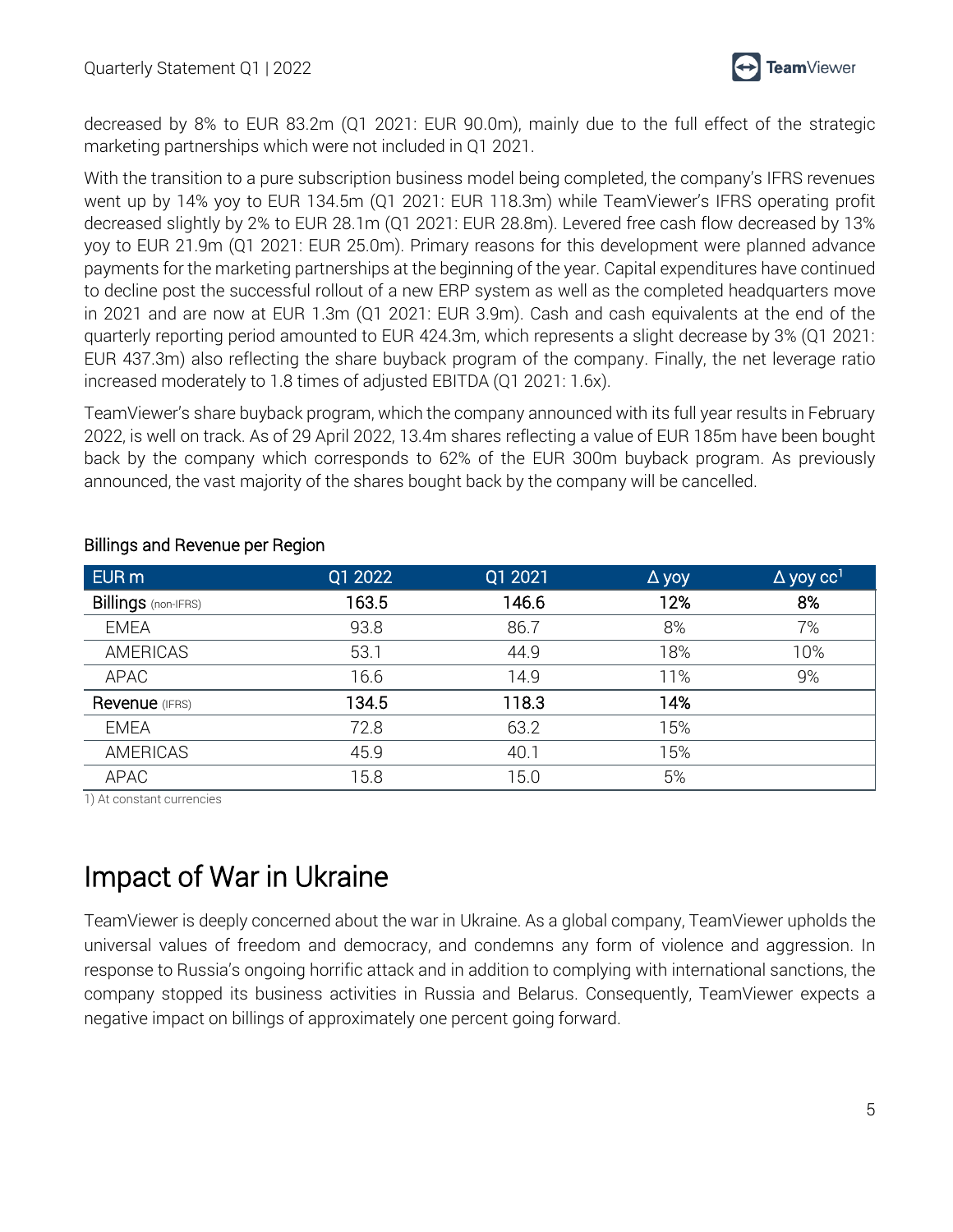decreased by 8% to EUR 83.2m (Q1 2021: EUR 90.0m), mainly due to the full effect of the strategic marketing partnerships which were not included in Q1 2021.

With the transition to a pure subscription business model being completed, the company's IFRS revenues went up by 14% yoy to EUR 134.5m (Q1 2021: EUR 118.3m) while TeamViewer's IFRS operating profit decreased slightly by 2% to EUR 28.1m (Q1 2021: EUR 28.8m). Levered free cash flow decreased by 13% yoy to EUR 21.9m (Q1 2021: EUR 25.0m). Primary reasons for this development were planned advance payments for the marketing partnerships at the beginning of the year. Capital expenditures have continued to decline post the successful rollout of a new ERP system as well as the completed headquarters move in 2021 and are now at EUR 1.3m (Q1 2021: EUR 3.9m). Cash and cash equivalents at the end of the quarterly reporting period amounted to EUR 424.3m, which represents a slight decrease by 3% (Q1 2021: EUR 437.3m) also reflecting the share buyback program of the company. Finally, the net leverage ratio increased moderately to 1.8 times of adjusted EBITDA (Q1 2021: 1.6x).

TeamViewer's share buyback program, which the company announced with its full year results in February 2022, is well on track. As of 29 April 2022, 13.4m shares reflecting a value of EUR 185m have been bought back by the company which corresponds to 62% of the EUR 300m buyback program. As previously announced, the vast majority of the shares bought back by the company will be cancelled.

Billings and Revenue per Region

| EUR m | Q1 2022 | Q1 2021 | Δ yoy | Δ yoy cc[1] |
|---|---|---|---|---|
| **Billings** (non-IFRS) | **163.5** | **146.6** | **12%** | **8%** |
| EMEA | 93.8 | 86.7 | 8% | 7% |
| AMERICAS | 53.1 | 44.9 | 18% | 10% |
| APAC | 16.6 | 14.9 | 11% | 9% |
| **Revenue** (IFRS) | **134.5** | **118.3** | **14%** | |
| EMEA | 72.8 | 63.2 | 15% | |
| AMERICAS | 45.9 | 40.1 | 15% | |
| APAC | 15.8 | 15.0 | 5% | |

1) At constant currencies

# Impact of War in Ukraine

TeamViewer is deeply concerned about the war in Ukraine. As a global company, TeamViewer upholds the universal values of freedom and democracy, and condemns any form of violence and aggression. In response to Russia's ongoing horrific attack and in addition to complying with international sanctions, the company stopped its business activities in Russia and Belarus. Consequently, TeamViewer expects a negative impact on billings of approximately one percent going forward.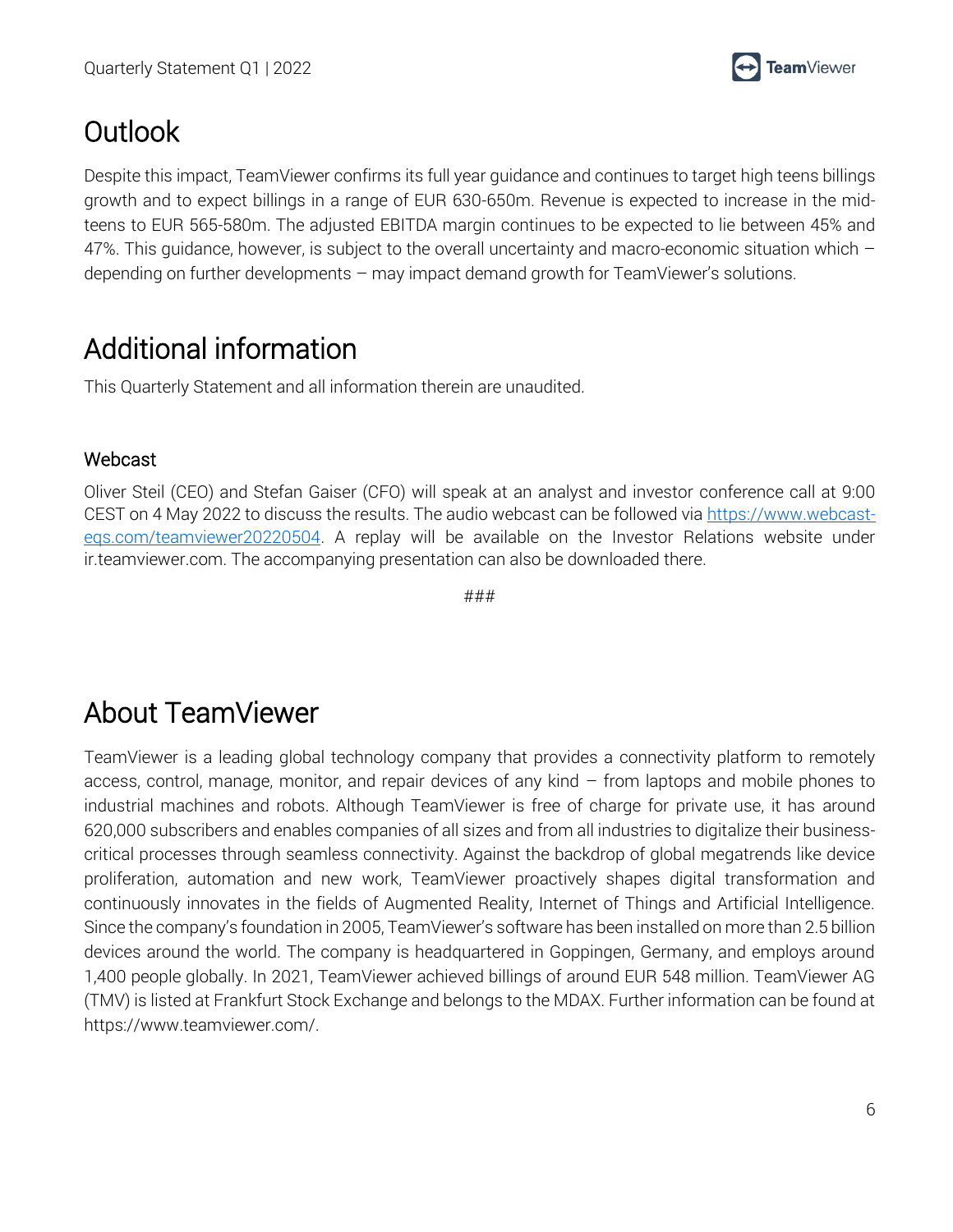## Outlook

Despite this impact, TeamViewer confirms its full year guidance and continues to target high teens billings growth and to expect billings in a range of EUR 630-650m. Revenue is expected to increase in the mid-teens to EUR 565-580m. The adjusted EBITDA margin continues to be expected to lie between 45% and 47%. This guidance, however, is subject to the overall uncertainty and macro-economic situation which – depending on further developments – may impact demand growth for TeamViewer's solutions.

## Additional information

This Quarterly Statement and all information therein are unaudited.

### Webcast

Oliver Steil (CEO) and Stefan Gaiser (CFO) will speak at an analyst and investor conference call at 9:00 CEST on 4 May 2022 to discuss the results. The audio webcast can be followed via [https://www.webcast-eqs.com/teamviewer20220504](https://www.webcast-eqs.com/teamviewer20220504). A replay will be available on the Investor Relations website under ir.teamviewer.com. The accompanying presentation can also be downloaded there.

###

## About TeamViewer

TeamViewer is a leading global technology company that provides a connectivity platform to remotely access, control, manage, monitor, and repair devices of any kind – from laptops and mobile phones to industrial machines and robots. Although TeamViewer is free of charge for private use, it has around 620,000 subscribers and enables companies of all sizes and from all industries to digitalize their business-critical processes through seamless connectivity. Against the backdrop of global megatrends like device proliferation, automation and new work, TeamViewer proactively shapes digital transformation and continuously innovates in the fields of Augmented Reality, Internet of Things and Artificial Intelligence. Since the company's foundation in 2005, TeamViewer's software has been installed on more than 2.5 billion devices around the world. The company is headquartered in Goppingen, Germany, and employs around 1,400 people globally. In 2021, TeamViewer achieved billings of around EUR 548 million. TeamViewer AG (TMV) is listed at Frankfurt Stock Exchange and belongs to the MDAX. Further information can be found at https://www.teamviewer.com/.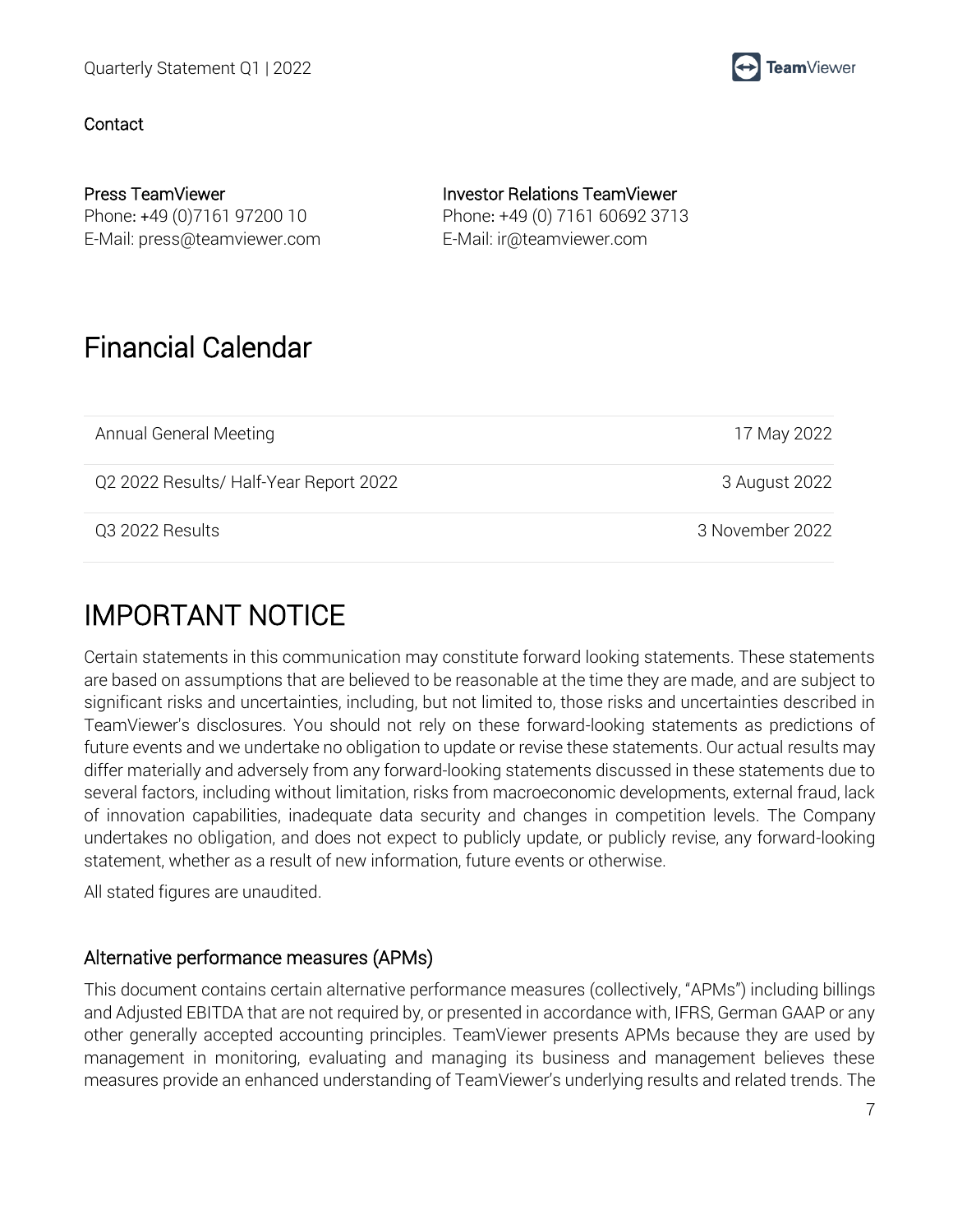Contact

Press TeamViewer
Phone: +49 (0)7161 97200 10
E-Mail: press@teamviewer.com

Investor Relations TeamViewer
Phone: +49 (0) 7161 60692 3713
E-Mail: ir@teamviewer.com

# Financial Calendar

| | |
|---|---|
| Annual General Meeting | 17 May 2022 |
| Q2 2022 Results/ Half-Year Report 2022 | 3 August 2022 |
| Q3 2022 Results | 3 November 2022 |

# IMPORTANT NOTICE

Certain statements in this communication may constitute forward looking statements. These statements are based on assumptions that are believed to be reasonable at the time they are made, and are subject to significant risks and uncertainties, including, but not limited to, those risks and uncertainties described in TeamViewer's disclosures. You should not rely on these forward-looking statements as predictions of future events and we undertake no obligation to update or revise these statements. Our actual results may differ materially and adversely from any forward-looking statements discussed in these statements due to several factors, including without limitation, risks from macroeconomic developments, external fraud, lack of innovation capabilities, inadequate data security and changes in competition levels. The Company undertakes no obligation, and does not expect to publicly update, or publicly revise, any forward-looking statement, whether as a result of new information, future events or otherwise.

All stated figures are unaudited.

## Alternative performance measures (APMs)

This document contains certain alternative performance measures (collectively, "APMs") including billings and Adjusted EBITDA that are not required by, or presented in accordance with, IFRS, German GAAP or any other generally accepted accounting principles. TeamViewer presents APMs because they are used by management in monitoring, evaluating and managing its business and management believes these measures provide an enhanced understanding of TeamViewer's underlying results and related trends. The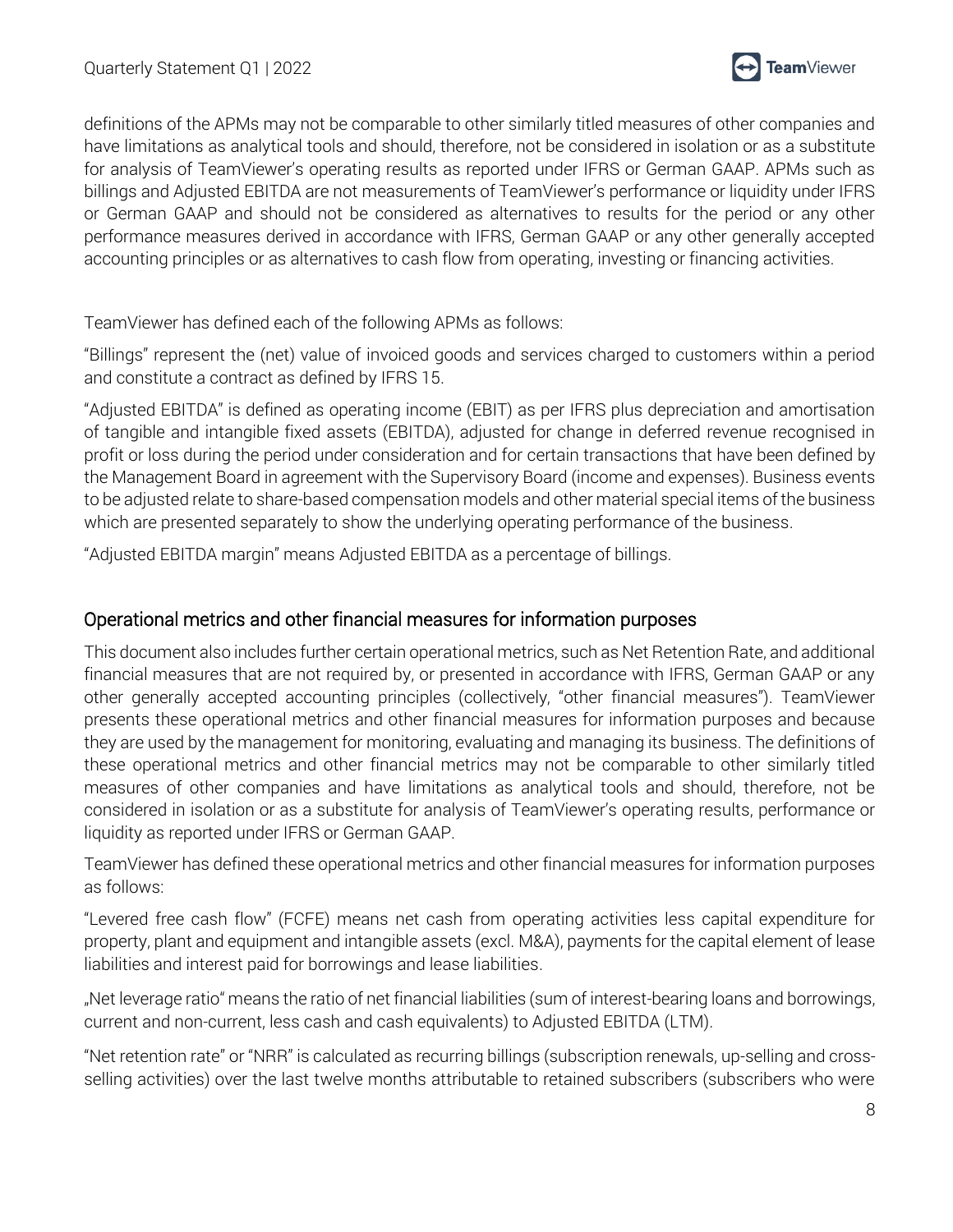definitions of the APMs may not be comparable to other similarly titled measures of other companies and have limitations as analytical tools and should, therefore, not be considered in isolation or as a substitute for analysis of TeamViewer's operating results as reported under IFRS or German GAAP. APMs such as billings and Adjusted EBITDA are not measurements of TeamViewer's performance or liquidity under IFRS or German GAAP and should not be considered as alternatives to results for the period or any other performance measures derived in accordance with IFRS, German GAAP or any other generally accepted accounting principles or as alternatives to cash flow from operating, investing or financing activities.

TeamViewer has defined each of the following APMs as follows:

"Billings" represent the (net) value of invoiced goods and services charged to customers within a period and constitute a contract as defined by IFRS 15.

"Adjusted EBITDA" is defined as operating income (EBIT) as per IFRS plus depreciation and amortisation of tangible and intangible fixed assets (EBITDA), adjusted for change in deferred revenue recognised in profit or loss during the period under consideration and for certain transactions that have been defined by the Management Board in agreement with the Supervisory Board (income and expenses). Business events to be adjusted relate to share-based compensation models and other material special items of the business which are presented separately to show the underlying operating performance of the business.

"Adjusted EBITDA margin" means Adjusted EBITDA as a percentage of billings.

## Operational metrics and other financial measures for information purposes

This document also includes further certain operational metrics, such as Net Retention Rate, and additional financial measures that are not required by, or presented in accordance with IFRS, German GAAP or any other generally accepted accounting principles (collectively, "other financial measures"). TeamViewer presents these operational metrics and other financial measures for information purposes and because they are used by the management for monitoring, evaluating and managing its business. The definitions of these operational metrics and other financial metrics may not be comparable to other similarly titled measures of other companies and have limitations as analytical tools and should, therefore, not be considered in isolation or as a substitute for analysis of TeamViewer's operating results, performance or liquidity as reported under IFRS or German GAAP.

TeamViewer has defined these operational metrics and other financial measures for information purposes as follows:

"Levered free cash flow" (FCFE) means net cash from operating activities less capital expenditure for property, plant and equipment and intangible assets (excl. M&A), payments for the capital element of lease liabilities and interest paid for borrowings and lease liabilities.

„Net leverage ratio" means the ratio of net financial liabilities (sum of interest-bearing loans and borrowings, current and non-current, less cash and cash equivalents) to Adjusted EBITDA (LTM).

"Net retention rate" or "NRR" is calculated as recurring billings (subscription renewals, up-selling and cross-selling activities) over the last twelve months attributable to retained subscribers (subscribers who were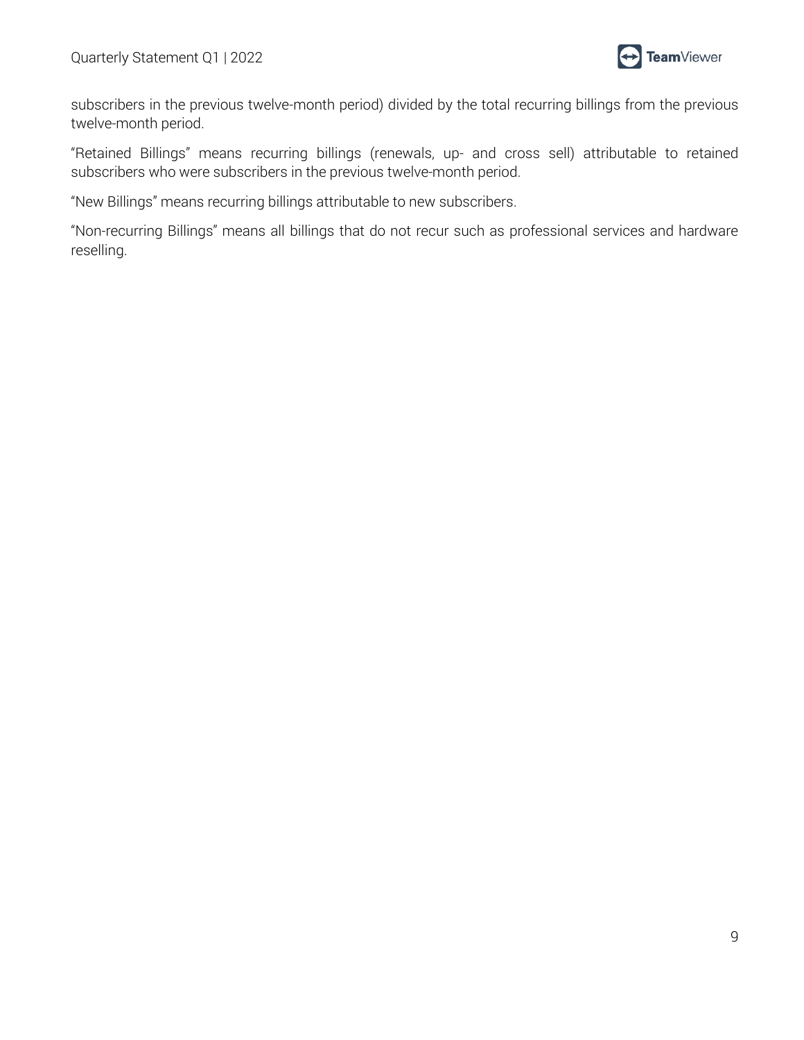subscribers in the previous twelve-month period) divided by the total recurring billings from the previous twelve-month period.

"Retained Billings" means recurring billings (renewals, up- and cross sell) attributable to retained subscribers who were subscribers in the previous twelve-month period.

"New Billings" means recurring billings attributable to new subscribers.

"Non-recurring Billings" means all billings that do not recur such as professional services and hardware reselling.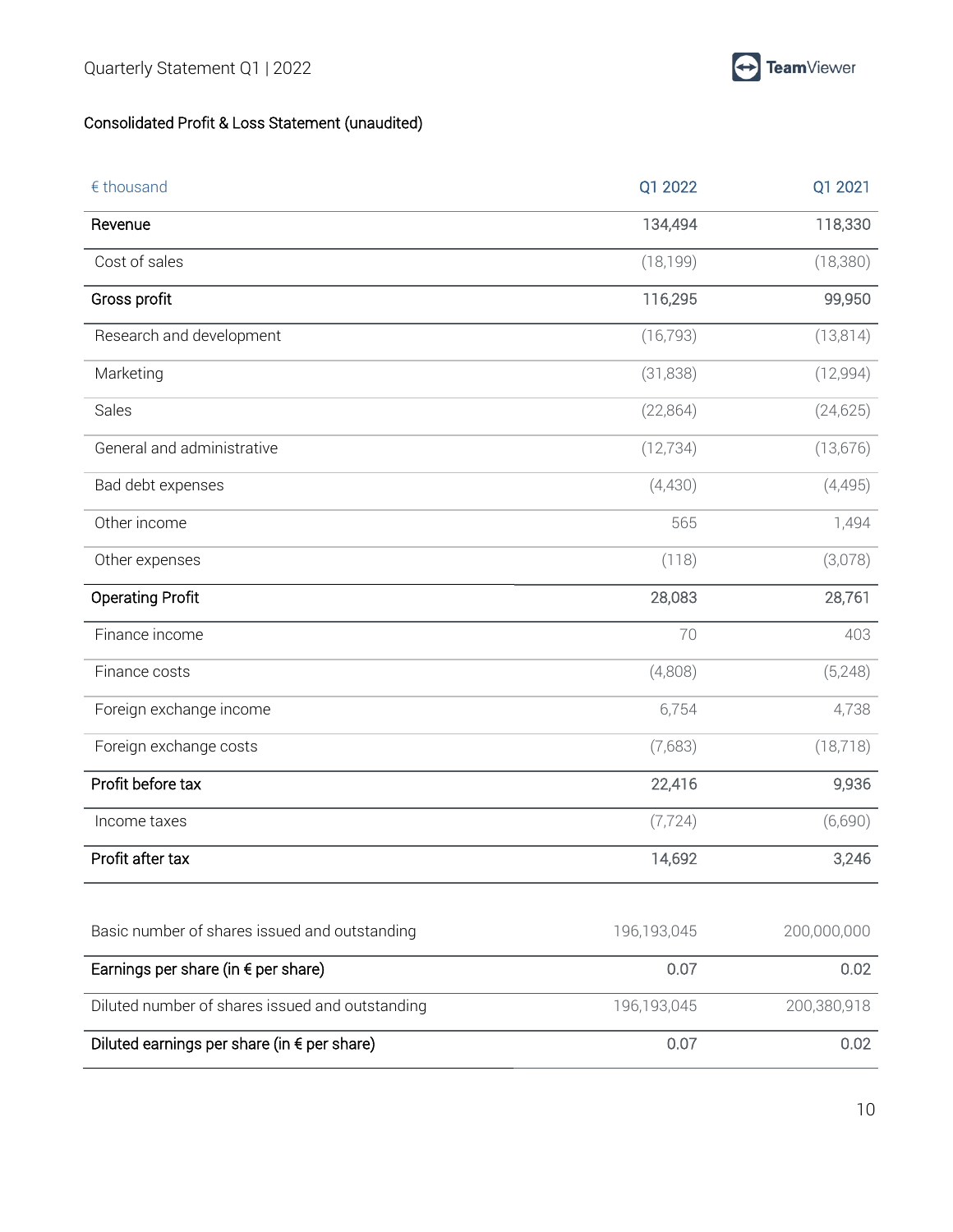Consolidated Profit & Loss Statement (unaudited)

| € thousand | Q1 2022 | Q1 2021 |
|---|---|---|
| **Revenue** | 134,494 | 118,330 |
| Cost of sales | (18,199) | (18,380) |
| **Gross profit** | 116,295 | 99,950 |
| Research and development | (16,793) | (13,814) |
| Marketing | (31,838) | (12,994) |
| Sales | (22,864) | (24,625) |
| General and administrative | (12,734) | (13,676) |
| Bad debt expenses | (4,430) | (4,495) |
| Other income | 565 | 1,494 |
| Other expenses | (118) | (3,078) |
| **Operating Profit** | 28,083 | 28,761 |
| Finance income | 70 | 403 |
| Finance costs | (4,808) | (5,248) |
| Foreign exchange income | 6,754 | 4,738 |
| Foreign exchange costs | (7,683) | (18,718) |
| **Profit before tax** | 22,416 | 9,936 |
| Income taxes | (7,724) | (6,690) |
| **Profit after tax** | 14,692 | 3,246 |
| | | |
| Basic number of shares issued and outstanding | 196,193,045 | 200,000,000 |
| **Earnings per share (in € per share)** | 0.07 | 0.02 |
| Diluted number of shares issued and outstanding | 196,193,045 | 200,380,918 |
| **Diluted earnings per share (in € per share)** | 0.07 | 0.02 |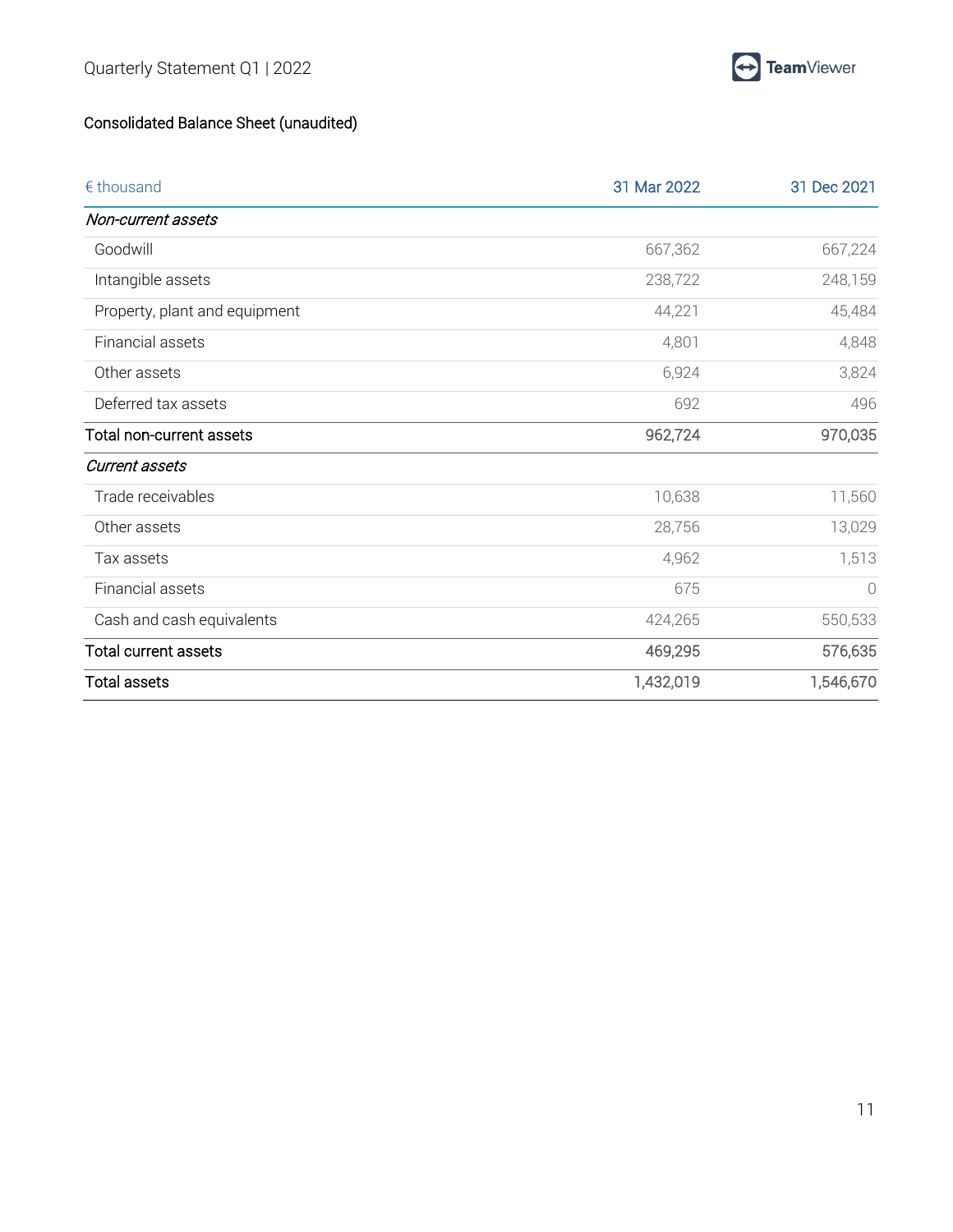### Consolidated Balance Sheet (unaudited)

| € thousand | 31 Mar 2022 | 31 Dec 2021 |
|---|---|---|
| *Non-current assets* | | |
| Goodwill | 667,362 | 667,224 |
| Intangible assets | 238,722 | 248,159 |
| Property, plant and equipment | 44,221 | 45,484 |
| Financial assets | 4,801 | 4,848 |
| Other assets | 6,924 | 3,824 |
| Deferred tax assets | 692 | 496 |
| Total non-current assets | 962,724 | 970,035 |
| *Current assets* | | |
| Trade receivables | 10,638 | 11,560 |
| Other assets | 28,756 | 13,029 |
| Tax assets | 4,962 | 1,513 |
| Financial assets | 675 | 0 |
| Cash and cash equivalents | 424,265 | 550,533 |
| Total current assets | 469,295 | 576,635 |
| Total assets | 1,432,019 | 1,546,670 |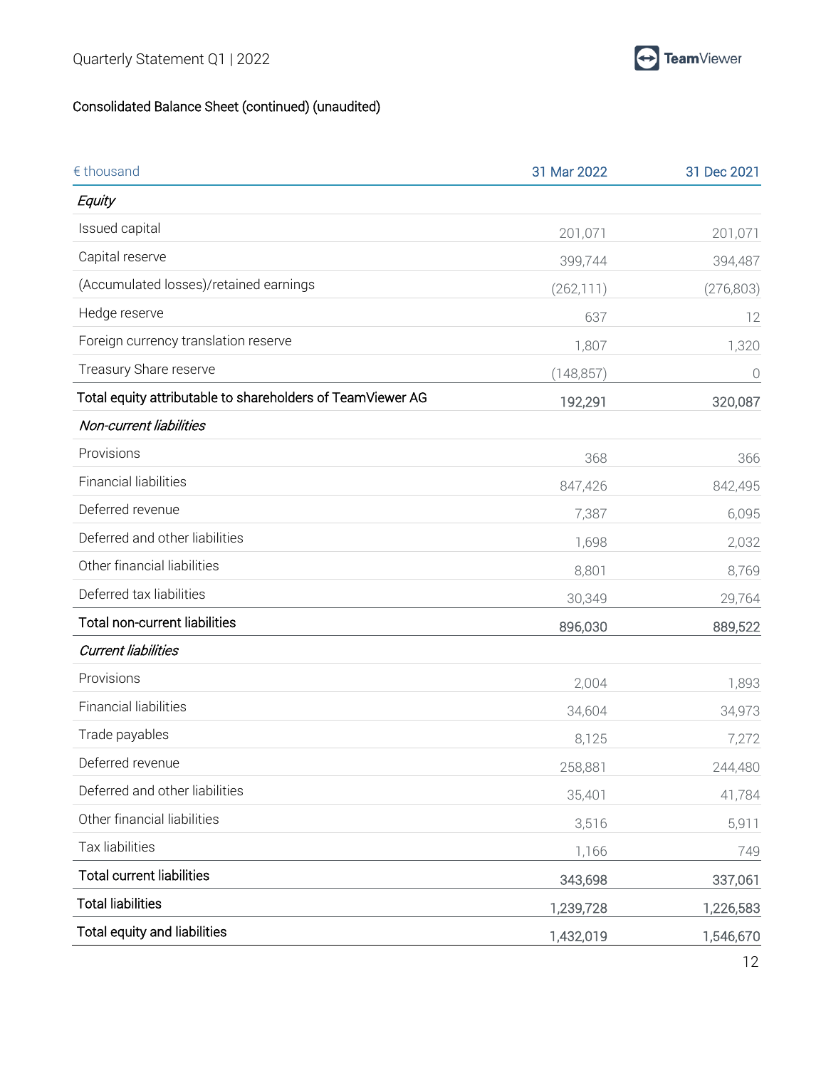Consolidated Balance Sheet (continued) (unaudited)

| € thousand | 31 Mar 2022 | 31 Dec 2021 |
|---|---|---|
| *Equity* | | |
| Issued capital | 201,071 | 201,071 |
| Capital reserve | 399,744 | 394,487 |
| (Accumulated losses)/retained earnings | (262,111) | (276,803) |
| Hedge reserve | 637 | 12 |
| Foreign currency translation reserve | 1,807 | 1,320 |
| Treasury Share reserve | (148,857) | 0 |
| **Total equity attributable to shareholders of TeamViewer AG** | **192,291** | **320,087** |
| *Non-current liabilities* | | |
| Provisions | 368 | 366 |
| Financial liabilities | 847,426 | 842,495 |
| Deferred revenue | 7,387 | 6,095 |
| Deferred and other liabilities | 1,698 | 2,032 |
| Other financial liabilities | 8,801 | 8,769 |
| Deferred tax liabilities | 30,349 | 29,764 |
| **Total non-current liabilities** | **896,030** | **889,522** |
| *Current liabilities* | | |
| Provisions | 2,004 | 1,893 |
| Financial liabilities | 34,604 | 34,973 |
| Trade payables | 8,125 | 7,272 |
| Deferred revenue | 258,881 | 244,480 |
| Deferred and other liabilities | 35,401 | 41,784 |
| Other financial liabilities | 3,516 | 5,911 |
| Tax liabilities | 1,166 | 749 |
| **Total current liabilities** | **343,698** | **337,061** |
| **Total liabilities** | **1,239,728** | **1,226,583** |
| **Total equity and liabilities** | **1,432,019** | **1,546,670** |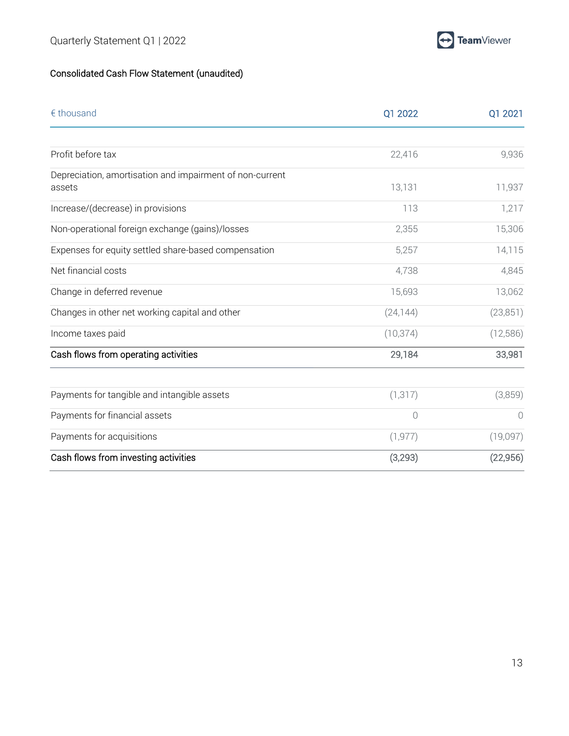## Consolidated Cash Flow Statement (unaudited)

| € thousand | Q1 2022 | Q1 2021 |
|---|---|---|
| Profit before tax | 22,416 | 9,936 |
| Depreciation, amortisation and impairment of non-current assets | 13,131 | 11,937 |
| Increase/(decrease) in provisions | 113 | 1,217 |
| Non-operational foreign exchange (gains)/losses | 2,355 | 15,306 |
| Expenses for equity settled share-based compensation | 5,257 | 14,115 |
| Net financial costs | 4,738 | 4,845 |
| Change in deferred revenue | 15,693 | 13,062 |
| Changes in other net working capital and other | (24,144) | (23,851) |
| Income taxes paid | (10,374) | (12,586) |
| **Cash flows from operating activities** | **29,184** | **33,981** |
| Payments for tangible and intangible assets | (1,317) | (3,859) |
| Payments for financial assets | 0 | 0 |
| Payments for acquisitions | (1,977) | (19,097) |
| **Cash flows from investing activities** | **(3,293)** | **(22,956)** |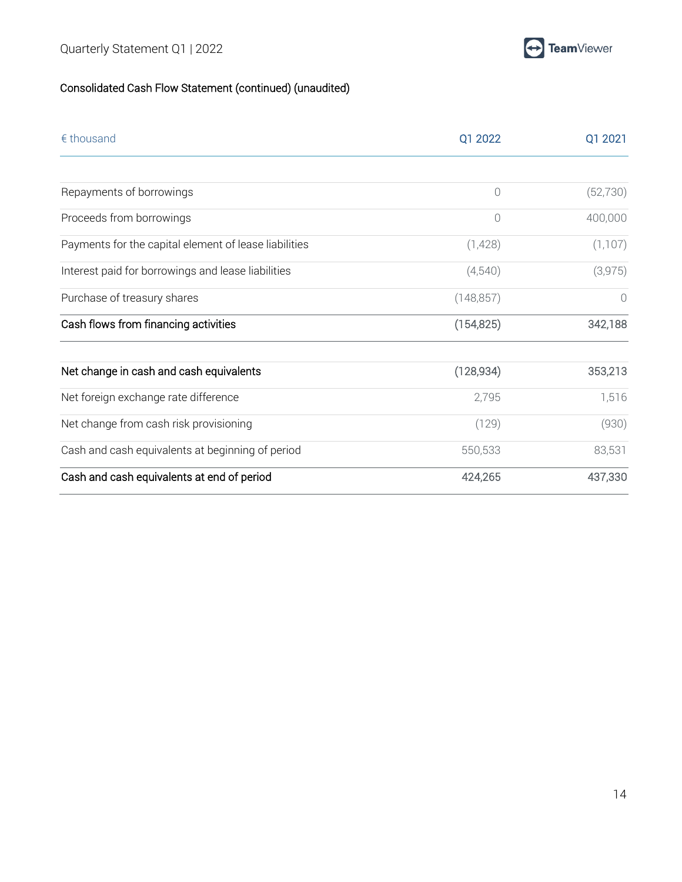Consolidated Cash Flow Statement (continued) (unaudited)

| € thousand | Q1 2022 | Q1 2021 |
|---|---|---|
| Repayments of borrowings | 0 | (52,730) |
| Proceeds from borrowings | 0 | 400,000 |
| Payments for the capital element of lease liabilities | (1,428) | (1,107) |
| Interest paid for borrowings and lease liabilities | (4,540) | (3,975) |
| Purchase of treasury shares | (148,857) | 0 |
| Cash flows from financing activities | (154,825) | 342,188 |
| Net change in cash and cash equivalents | (128,934) | 353,213 |
| Net foreign exchange rate difference | 2,795 | 1,516 |
| Net change from cash risk provisioning | (129) | (930) |
| Cash and cash equivalents at beginning of period | 550,533 | 83,531 |
| Cash and cash equivalents at end of period | 424,265 | 437,330 |